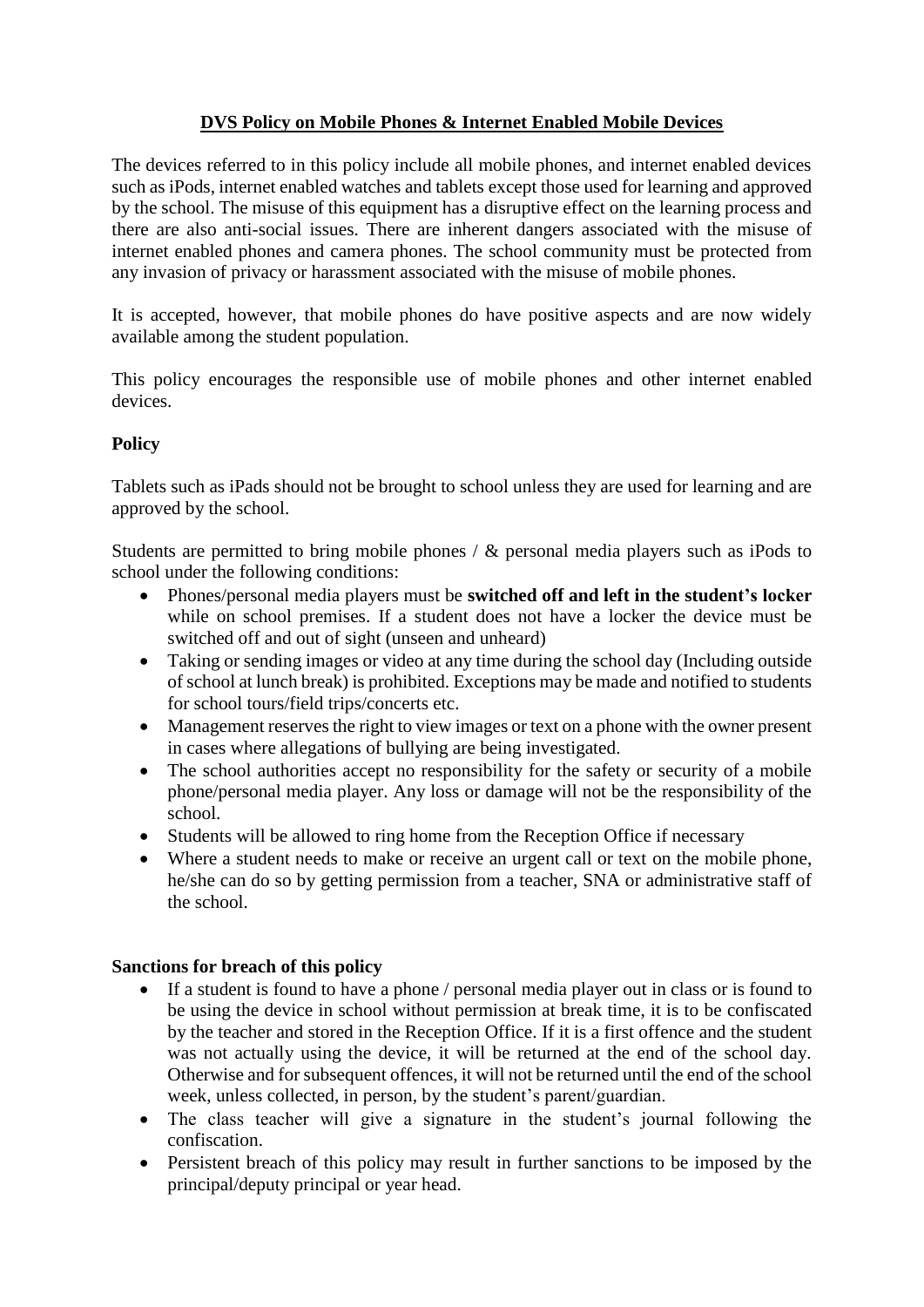# DVS Policy on Mobile Phones & Internet Enabled Mobile Devices

The devices referred to in this policy include all mobile phones, and internet enabled devices such as iPods, internet enabled watches and tablets except those used for learning and approved by the school. The misuse of this equipment has a disruptive effect on the learning process and there are also anti-social issues. There are inherent dangers associated with the misuse of internet enabled phones and camera phones. The school community must be protected from any invasion of privacy or harassment associated with the misuse of mobile phones.

It is accepted, however, that mobile phones do have positive aspects and are now widely available among the student population.

This policy encourages the responsible use of mobile phones and other internet enabled devices.

## Policy

Tablets such as iPads should not be brought to school unless they are used for learning and are approved by the school.

Students are permitted to bring mobile phones / & personal media players such as iPods to school under the following conditions:

- Phones/personal media players must be **switched off and left in the student's locker** while on school premises. If a student does not have a locker the device must be switched off and out of sight (unseen and unheard)
- Taking or sending images or video at any time during the school day (Including outside of school at lunch break) is prohibited. Exceptions may be made and notified to students for school tours/field trips/concerts etc.
- Management reserves the right to view images or text on a phone with the owner present in cases where allegations of bullying are being investigated.
- The school authorities accept no responsibility for the safety or security of a mobile phone/personal media player. Any loss or damage will not be the responsibility of the school.
- Students will be allowed to ring home from the Reception Office if necessary
- Where a student needs to make or receive an urgent call or text on the mobile phone, he/she can do so by getting permission from a teacher, SNA or administrative staff of the school.

## Sanctions for breach of this policy

- If a student is found to have a phone / personal media player out in class or is found to be using the device in school without permission at break time, it is to be confiscated by the teacher and stored in the Reception Office. If it is a first offence and the student was not actually using the device, it will be returned at the end of the school day. Otherwise and for subsequent offences, it will not be returned until the end of the school week, unless collected, in person, by the student's parent/guardian.
- The class teacher will give a signature in the student's journal following the confiscation.
- Persistent breach of this policy may result in further sanctions to be imposed by the principal/deputy principal or year head.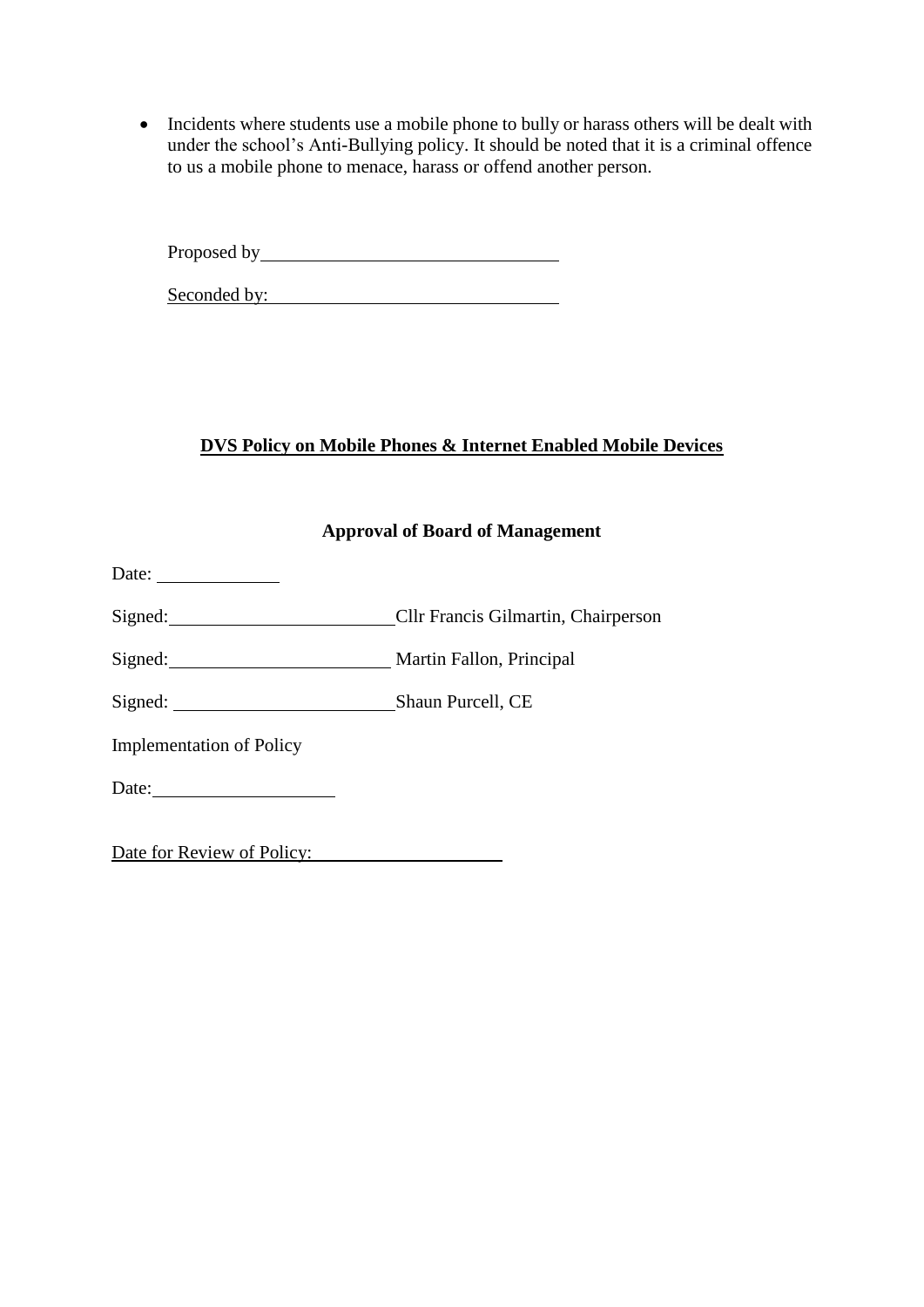- Incidents where students use a mobile phone to bully or harass others will be dealt with under the school's Anti-Bullying policy. It should be noted that it is a criminal offence to us a mobile phone to menace, harass or offend another person.

Proposed by ______________________________

Seconded by: ______________________________

**DVS Policy on Mobile Phones & Internet Enabled Mobile Devices**

**Approval of Board of Management**

Date: ____________

Signed: ______________________ Cllr Francis Gilmartin, Chairperson

Signed: ______________________ Martin Fallon, Principal

Signed: ______________________ Shaun Purcell, CE

Implementation of Policy

Date: __________________

Date for Review of Policy: ____________________